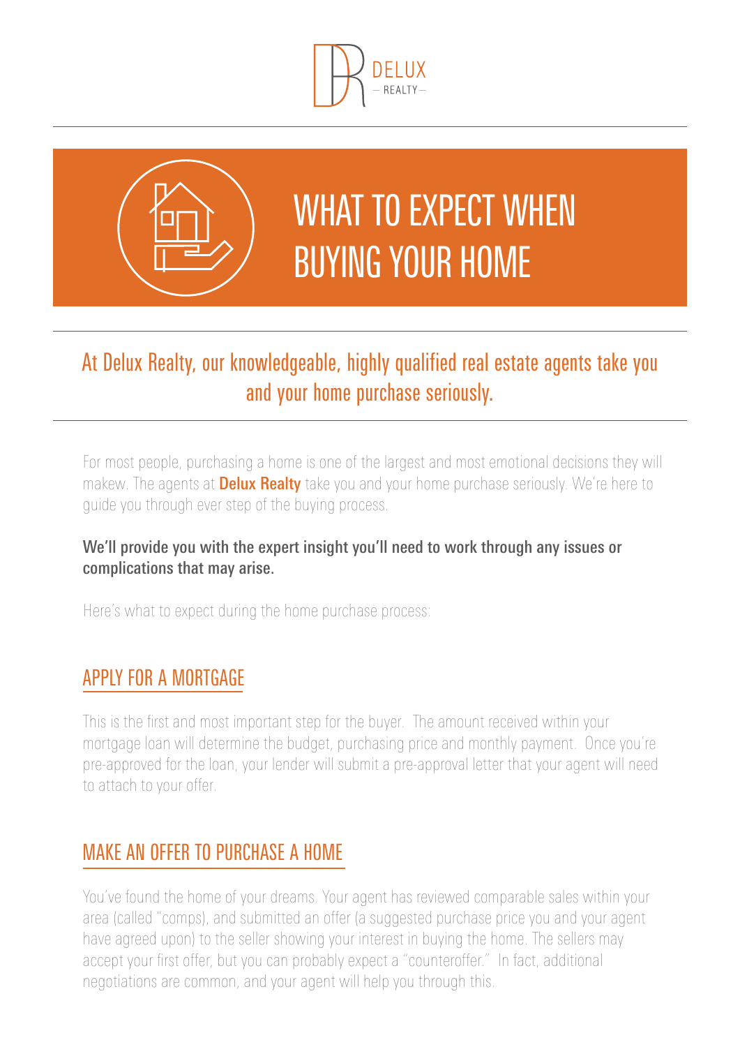DELUX
— REALTY —

# WHAT TO EXPECT WHEN BUYING YOUR HOME

## At Delux Realty, our knowledgeable, highly qualified real estate agents take you and your home purchase seriously.

For most people, purchasing a home is one of the largest and most emotional decisions they will makew. The agents at **Delux Realty** take you and your home purchase seriously. We're here to guide you through ever step of the buying process.

**We'll provide you with the expert insight you'll need to work through any issues or complications that may arise.**

Here's what to expect during the home purchase process:

## APPLY FOR A MORTGAGE

This is the first and most important step for the buyer. The amount received within your mortgage loan will determine the budget, purchasing price and monthly payment. Once you're pre-approved for the loan, your lender will submit a pre-approval letter that your agent will need to attach to your offer.

## MAKE AN OFFER TO PURCHASE A HOME

You've found the home of your dreams. Your agent has reviewed comparable sales within your area (called "comps), and submitted an offer (a suggested purchase price you and your agent have agreed upon) to the seller showing your interest in buying the home. The sellers may accept your first offer, but you can probably expect a "counteroffer." In fact, additional negotiations are common, and your agent will help you through this.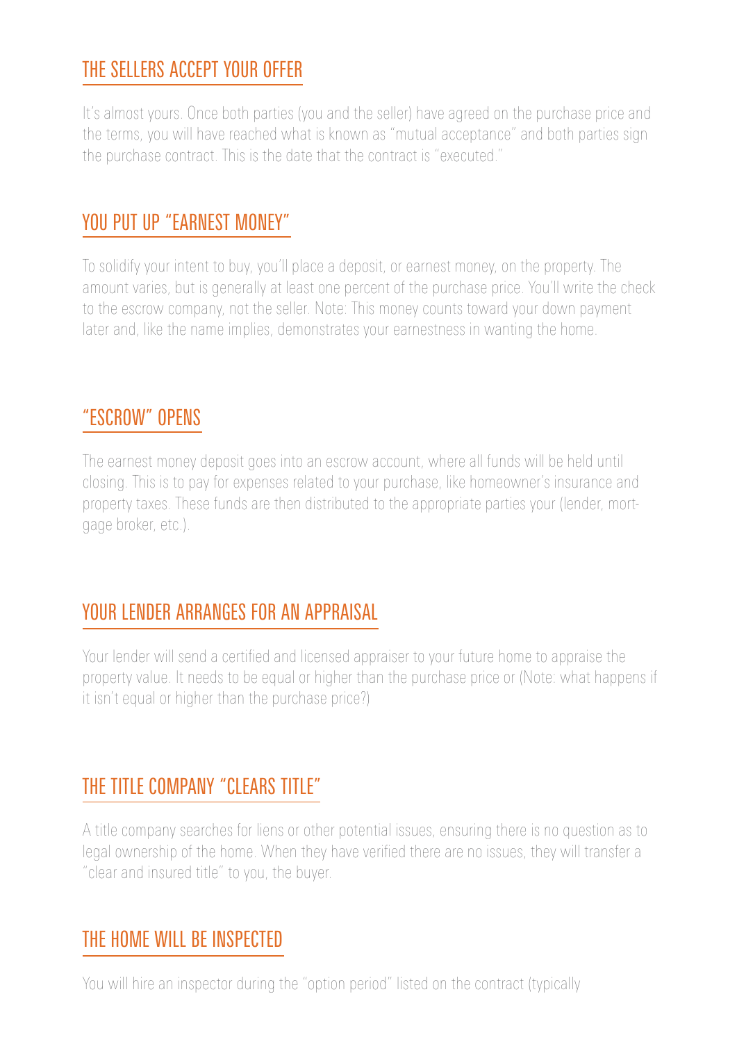## THE SELLERS ACCEPT YOUR OFFER

It's almost yours. Once both parties (you and the seller) have agreed on the purchase price and the terms, you will have reached what is known as "mutual acceptance" and both parties sign the purchase contract. This is the date that the contract is "executed."

## YOU PUT UP "EARNEST MONEY"

To solidify your intent to buy, you'll place a deposit, or earnest money, on the property. The amount varies, but is generally at least one percent of the purchase price. You'll write the check to the escrow company, not the seller. Note: This money counts toward your down payment later and, like the name implies, demonstrates your earnestness in wanting the home.

## "ESCROW" OPENS

The earnest money deposit goes into an escrow account, where all funds will be held until closing. This is to pay for expenses related to your purchase, like homeowner's insurance and property taxes. These funds are then distributed to the appropriate parties your (lender, mortgage broker, etc.).

## YOUR LENDER ARRANGES FOR AN APPRAISAL

Your lender will send a certified and licensed appraiser to your future home to appraise the property value. It needs to be equal or higher than the purchase price or (Note: what happens if it isn't equal or higher than the purchase price?)

## THE TITLE COMPANY "CLEARS TITLE"

A title company searches for liens or other potential issues, ensuring there is no question as to legal ownership of the home. When they have verified there are no issues, they will transfer a "clear and insured title" to you, the buyer.

## THE HOME WILL BE INSPECTED

You will hire an inspector during the "option period" listed on the contract (typically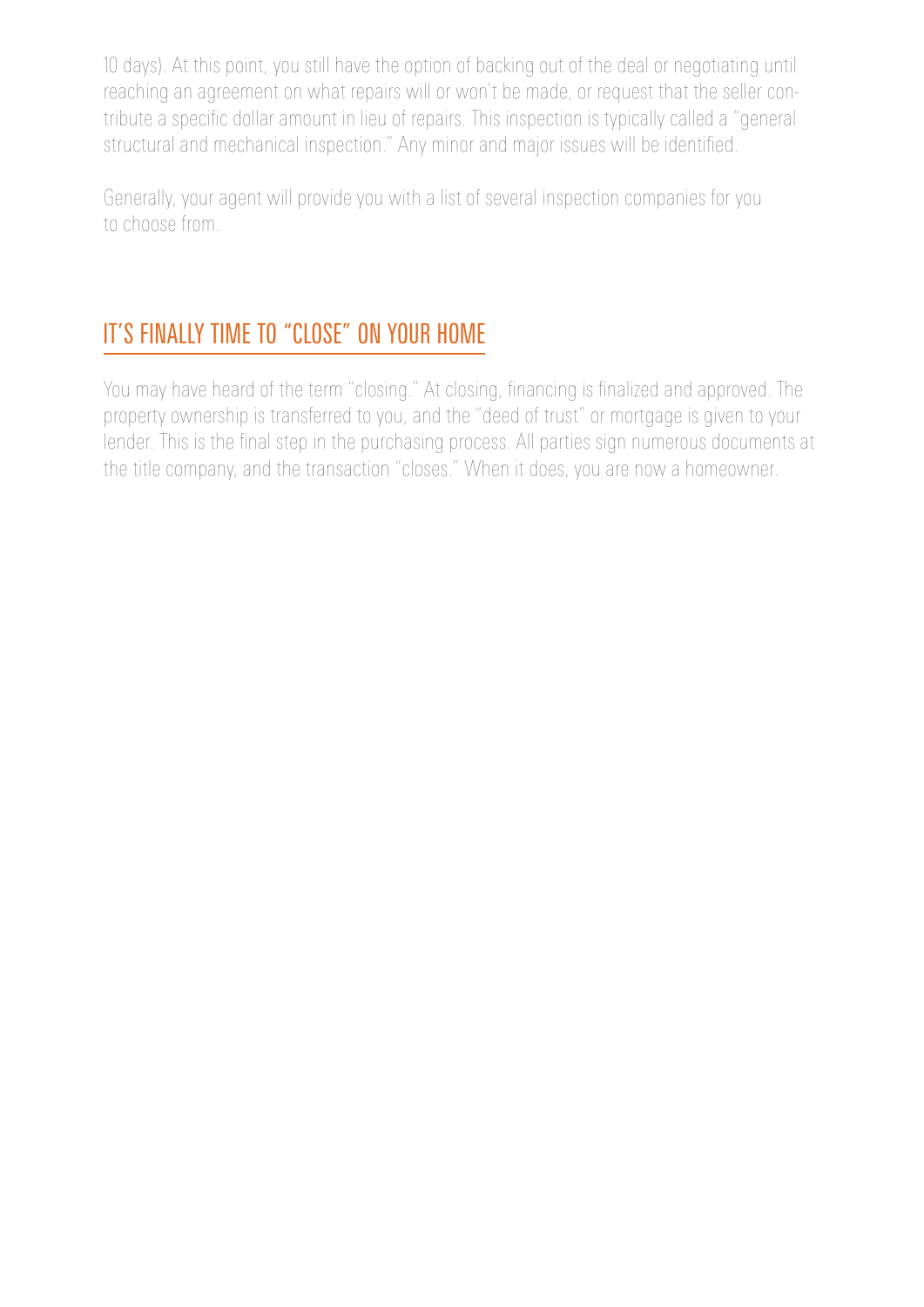10 days). At this point, you still have the option of backing out of the deal or negotiating until reaching an agreement on what repairs will or won't be made, or request that the seller contribute a specific dollar amount in lieu of repairs. This inspection is typically called a "general structural and mechanical inspection." Any minor and major issues will be identified.

Generally, your agent will provide you with a list of several inspection companies for you to choose from.

## IT'S FINALLY TIME TO "CLOSE" ON YOUR HOME

You may have heard of the term "closing." At closing, financing is finalized and approved. The property ownership is transferred to you, and the "deed of trust" or mortgage is given to your lender. This is the final step in the purchasing process. All parties sign numerous documents at the title company, and the transaction "closes." When it does, you are now a homeowner.